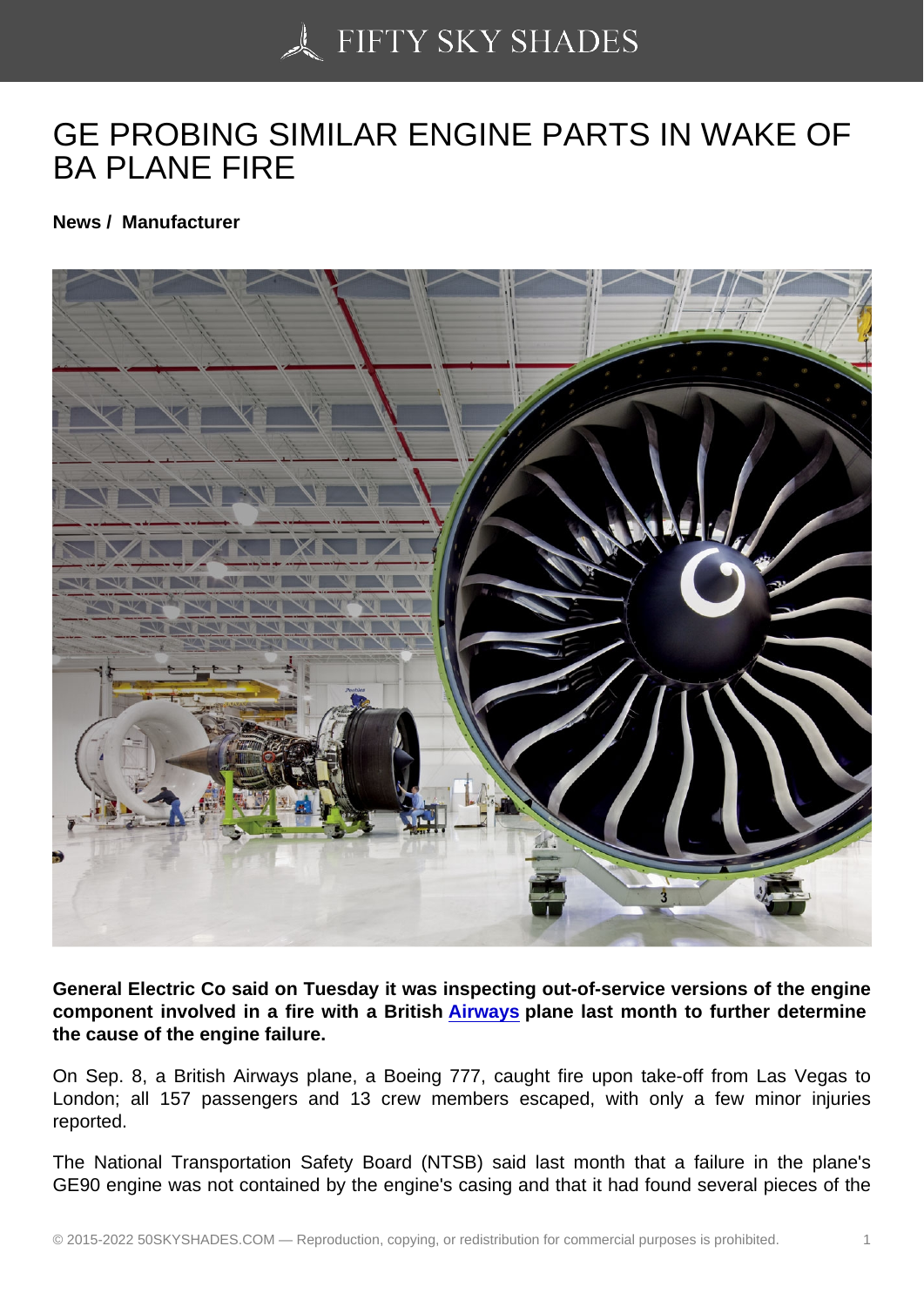# GE PROBING SIMILAR ENGINE PARTS IN WAKE OF BA PLANE FIRE

**News / Manufacturer**

**General Electric Co said on Tuesday it was inspecting out-of-service versions of the engine component involved in a fire with a British Airways plane last month to further determine the cause of the engine failure.**

On Sep. 8, a British Airways plane, a Boeing 777, caught fire upon take-off from Las Vegas to London; all 157 passengers and 13 crew members escaped, with only a few minor injuries reported.

The National Transportation Safety Board (NTSB) said last month that a failure in the plane's GE90 engine was not contained by the engine's casing and that it had found several pieces of the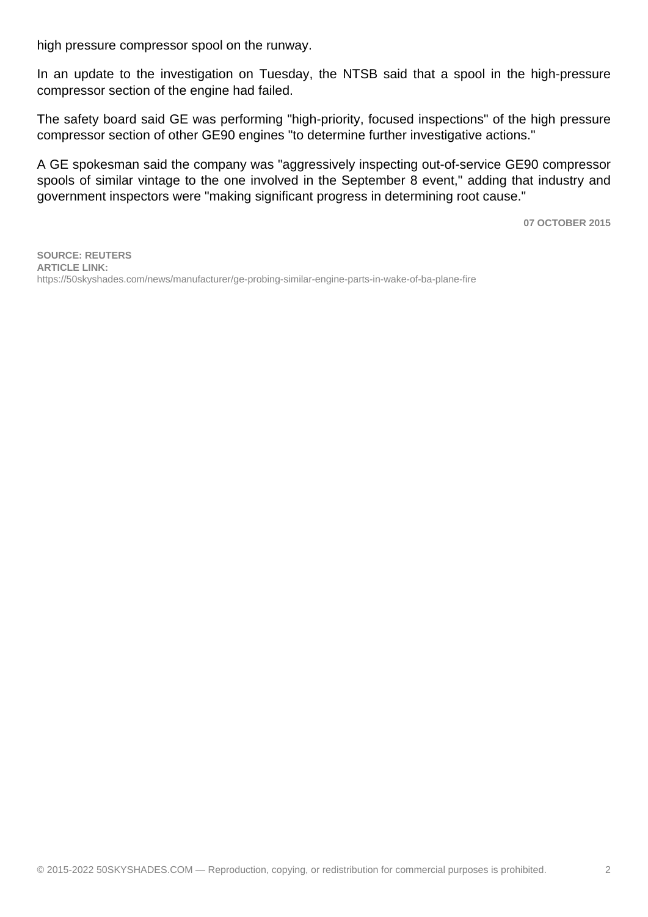high pressure compressor spool on the runway.

In an update to the investigation on Tuesday, the NTSB said that a spool in the high-pressure compressor section of the engine had failed.

The safety board said GE was performing "high-priority, focused inspections" of the high pressure compressor section of other GE90 engines "to determine further investigative actions."

A GE spokesman said the company was "aggressively inspecting out-of-service GE90 compressor spools of similar vintage to the one involved in the September 8 event," adding that industry and government inspectors were "making significant progress in determining root cause."

**07 OCTOBER 2015**

**SOURCE: REUTERS**
**ARTICLE LINK:**
https://50skyshades.com/news/manufacturer/ge-probing-similar-engine-parts-in-wake-of-ba-plane-fire